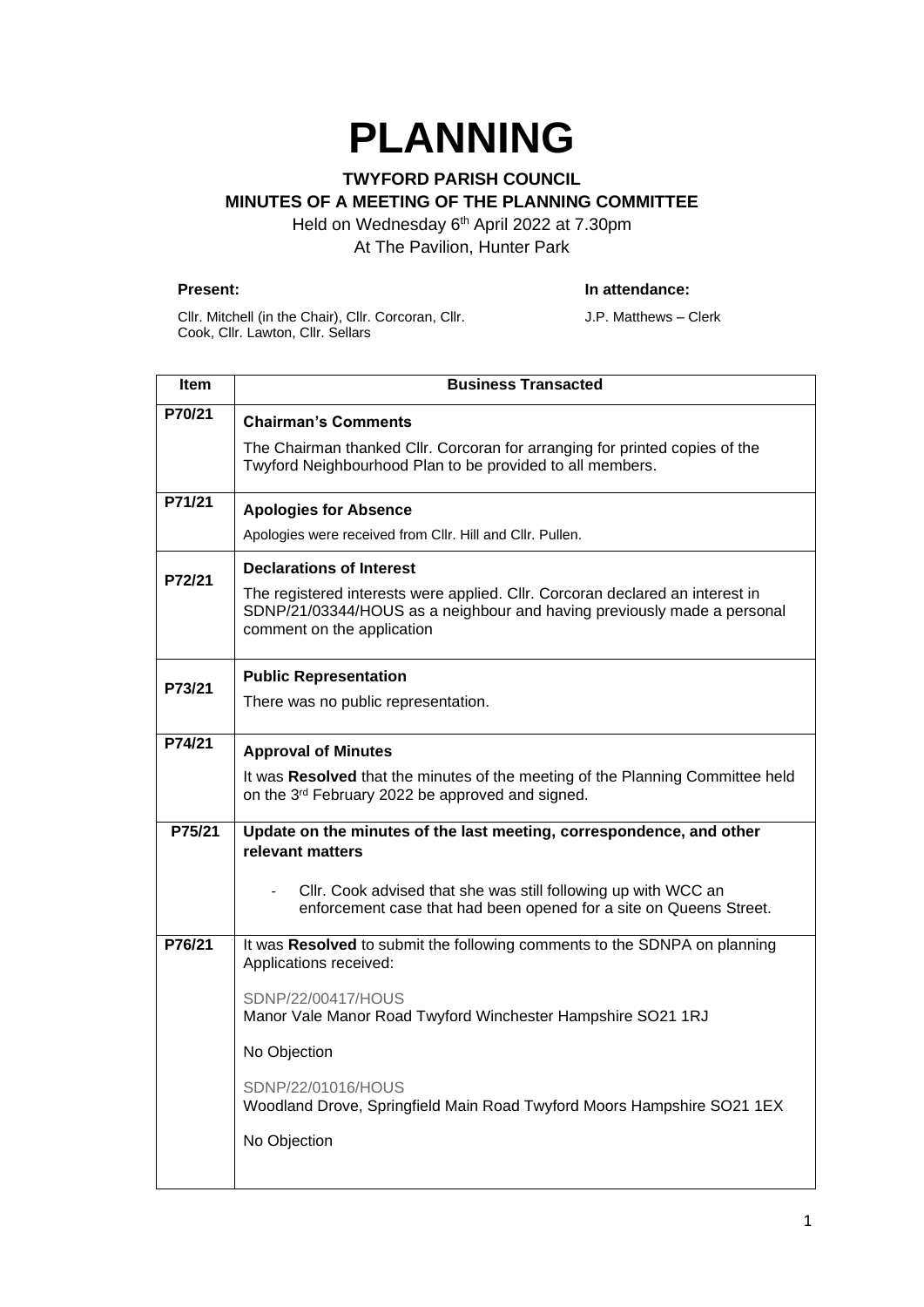# PLANNING

**TWYFORD PARISH COUNCIL**
**MINUTES OF A MEETING OF THE PLANNING COMMITTEE**

Held on Wednesday 6th April 2022 at 7.30pm
At The Pavilion, Hunter Park

**Present:**

Cllr. Mitchell (in the Chair), Cllr. Corcoran, Cllr. Cook, Cllr. Lawton, Cllr. Sellars

**In attendance:**

J.P. Matthews – Clerk

| Item | Business Transacted |
|---|---|
| P70/21 | **Chairman's Comments**<br><br>The Chairman thanked Cllr. Corcoran for arranging for printed copies of the Twyford Neighbourhood Plan to be provided to all members. |
| P71/21 | **Apologies for Absence**<br><br>Apologies were received from Cllr. Hill and Cllr. Pullen. |
| P72/21 | **Declarations of Interest**<br><br>The registered interests were applied. Cllr. Corcoran declared an interest in SDNP/21/03344/HOUS as a neighbour and having previously made a personal comment on the application |
| P73/21 | **Public Representation**<br><br>There was no public representation. |
| P74/21 | **Approval of Minutes**<br><br>It was **Resolved** that the minutes of the meeting of the Planning Committee held on the 3rd February 2022 be approved and signed. |
| P75/21 | **Update on the minutes of the last meeting, correspondence, and other relevant matters**<br><br>- Cllr. Cook advised that she was still following up with WCC an enforcement case that had been opened for a site on Queens Street. |
| P76/21 | It was **Resolved** to submit the following comments to the SDNPA on planning Applications received:<br><br>SDNP/22/00417/HOUS<br>Manor Vale Manor Road Twyford Winchester Hampshire SO21 1RJ<br><br>No Objection<br><br>SDNP/22/01016/HOUS<br>Woodland Drove, Springfield Main Road Twyford Moors Hampshire SO21 1EX<br><br>No Objection |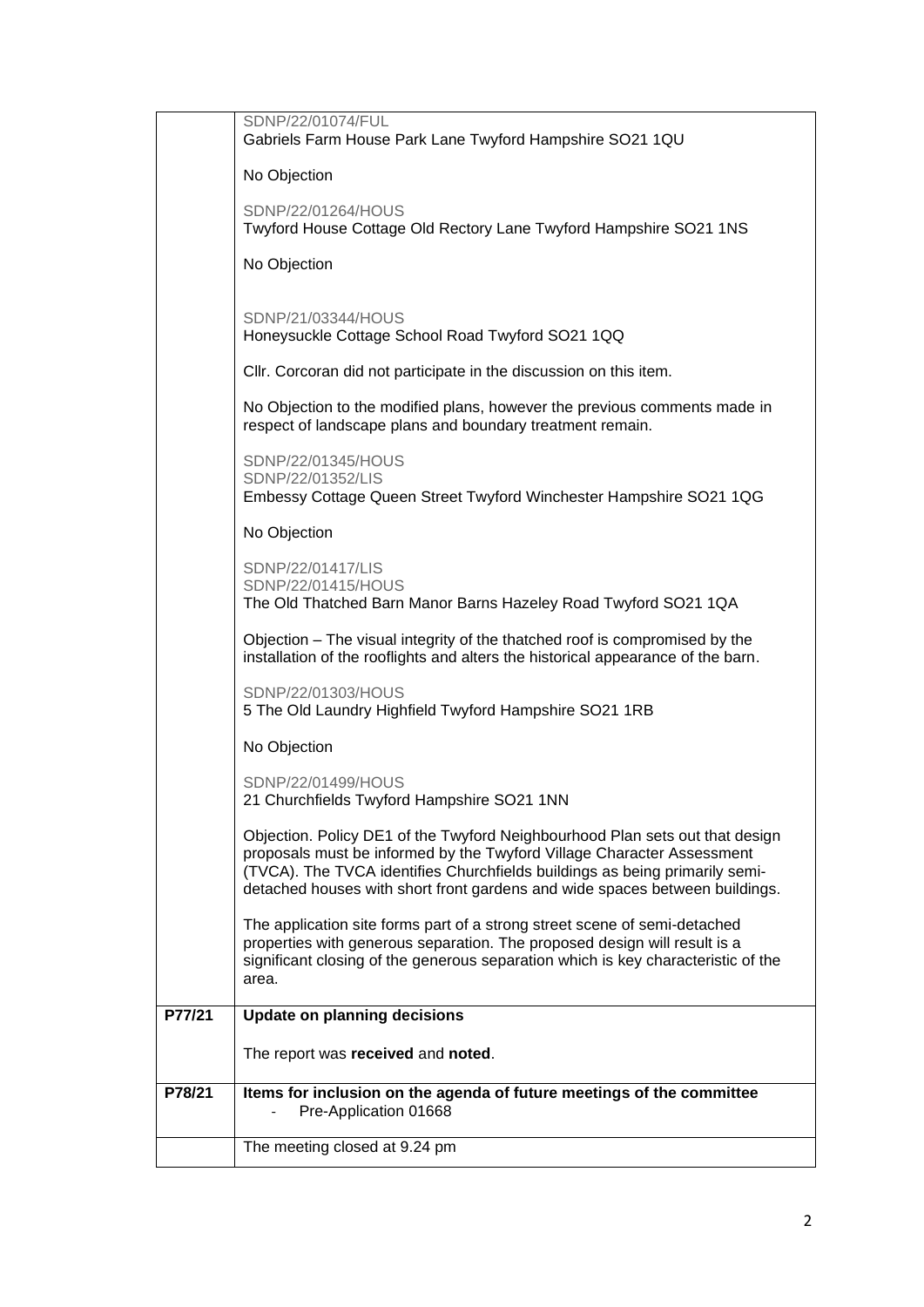| | |
|---|---|
| | SDNP/22/01074/FUL<br>Gabriels Farm House Park Lane Twyford Hampshire SO21 1QU<br><br>No Objection<br><br>SDNP/22/01264/HOUS<br>Twyford House Cottage Old Rectory Lane Twyford Hampshire SO21 1NS<br><br>No Objection<br><br>SDNP/21/03344/HOUS<br>Honeysuckle Cottage School Road Twyford SO21 1QQ<br><br>Cllr. Corcoran did not participate in the discussion on this item.<br><br>No Objection to the modified plans, however the previous comments made in respect of landscape plans and boundary treatment remain.<br><br>SDNP/22/01345/HOUS<br>SDNP/22/01352/LIS<br>Embessy Cottage Queen Street Twyford Winchester Hampshire SO21 1QG<br><br>No Objection<br><br>SDNP/22/01417/LIS<br>SDNP/22/01415/HOUS<br>The Old Thatched Barn Manor Barns Hazeley Road Twyford SO21 1QA<br><br>Objection – The visual integrity of the thatched roof is compromised by the installation of the rooflights and alters the historical appearance of the barn.<br><br>SDNP/22/01303/HOUS<br>5 The Old Laundry Highfield Twyford Hampshire SO21 1RB<br><br>No Objection<br><br>SDNP/22/01499/HOUS<br>21 Churchfields Twyford Hampshire SO21 1NN<br><br>Objection. Policy DE1 of the Twyford Neighbourhood Plan sets out that design proposals must be informed by the Twyford Village Character Assessment (TVCA). The TVCA identifies Churchfields buildings as being primarily semi-detached houses with short front gardens and wide spaces between buildings.<br><br>The application site forms part of a strong street scene of semi-detached properties with generous separation. The proposed design will result is a significant closing of the generous separation which is key characteristic of the area. |
| **P77/21** | **Update on planning decisions**<br><br>The report was **received** and **noted**. |
| **P78/21** | **Items for inclusion on the agenda of future meetings of the committee**<br>- Pre-Application 01668 |
| | The meeting closed at 9.24 pm |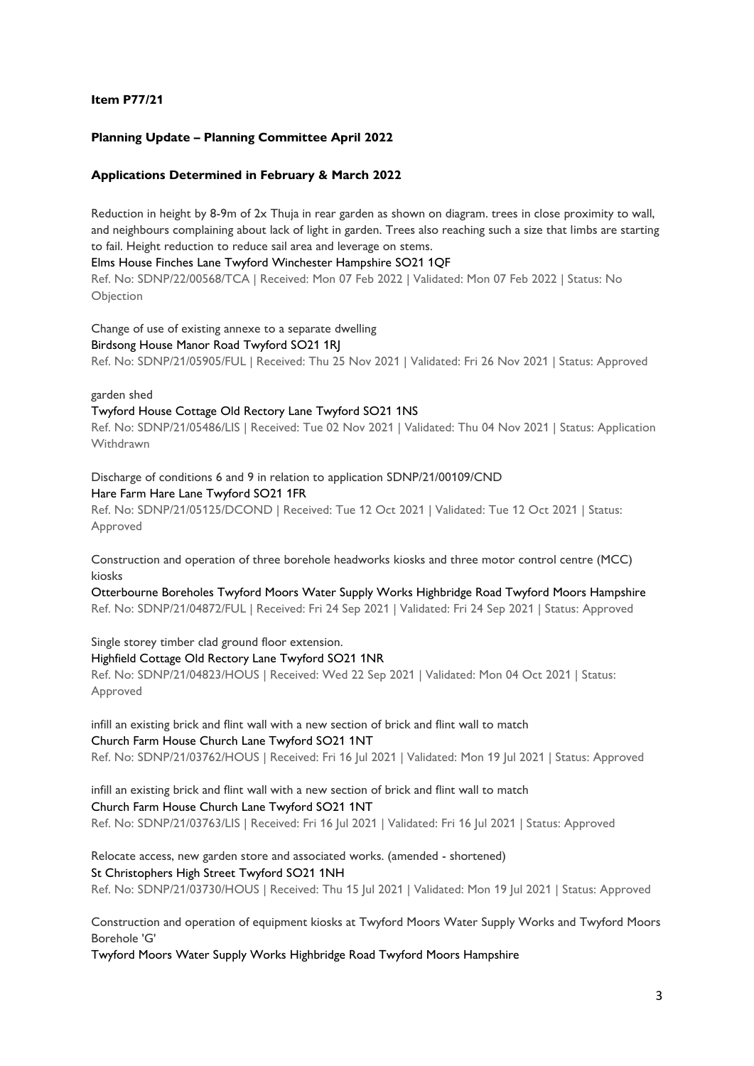**Item P77/21**

**Planning Update – Planning Committee April 2022**

**Applications Determined in February & March 2022**

Reduction in height by 8-9m of 2x Thuja in rear garden as shown on diagram. trees in close proximity to wall, and neighbours complaining about lack of light in garden. Trees also reaching such a size that limbs are starting to fail. Height reduction to reduce sail area and leverage on stems.
Elms House Finches Lane Twyford Winchester Hampshire SO21 1QF
Ref. No: SDNP/22/00568/TCA | Received: Mon 07 Feb 2022 | Validated: Mon 07 Feb 2022 | Status: No Objection

Change of use of existing annexe to a separate dwelling
Birdsong House Manor Road Twyford SO21 1RJ
Ref. No: SDNP/21/05905/FUL | Received: Thu 25 Nov 2021 | Validated: Fri 26 Nov 2021 | Status: Approved

garden shed
Twyford House Cottage Old Rectory Lane Twyford SO21 1NS
Ref. No: SDNP/21/05486/LIS | Received: Tue 02 Nov 2021 | Validated: Thu 04 Nov 2021 | Status: Application Withdrawn

Discharge of conditions 6 and 9 in relation to application SDNP/21/00109/CND
Hare Farm Hare Lane Twyford SO21 1FR
Ref. No: SDNP/21/05125/DCOND | Received: Tue 12 Oct 2021 | Validated: Tue 12 Oct 2021 | Status: Approved

Construction and operation of three borehole headworks kiosks and three motor control centre (MCC) kiosks
Otterbourne Boreholes Twyford Moors Water Supply Works Highbridge Road Twyford Moors Hampshire
Ref. No: SDNP/21/04872/FUL | Received: Fri 24 Sep 2021 | Validated: Fri 24 Sep 2021 | Status: Approved

Single storey timber clad ground floor extension.
Highfield Cottage Old Rectory Lane Twyford SO21 1NR
Ref. No: SDNP/21/04823/HOUS | Received: Wed 22 Sep 2021 | Validated: Mon 04 Oct 2021 | Status: Approved

infill an existing brick and flint wall with a new section of brick and flint wall to match
Church Farm House Church Lane Twyford SO21 1NT
Ref. No: SDNP/21/03762/HOUS | Received: Fri 16 Jul 2021 | Validated: Mon 19 Jul 2021 | Status: Approved

infill an existing brick and flint wall with a new section of brick and flint wall to match
Church Farm House Church Lane Twyford SO21 1NT
Ref. No: SDNP/21/03763/LIS | Received: Fri 16 Jul 2021 | Validated: Fri 16 Jul 2021 | Status: Approved

Relocate access, new garden store and associated works. (amended - shortened)
St Christophers High Street Twyford SO21 1NH
Ref. No: SDNP/21/03730/HOUS | Received: Thu 15 Jul 2021 | Validated: Mon 19 Jul 2021 | Status: Approved

Construction and operation of equipment kiosks at Twyford Moors Water Supply Works and Twyford Moors Borehole 'G'
Twyford Moors Water Supply Works Highbridge Road Twyford Moors Hampshire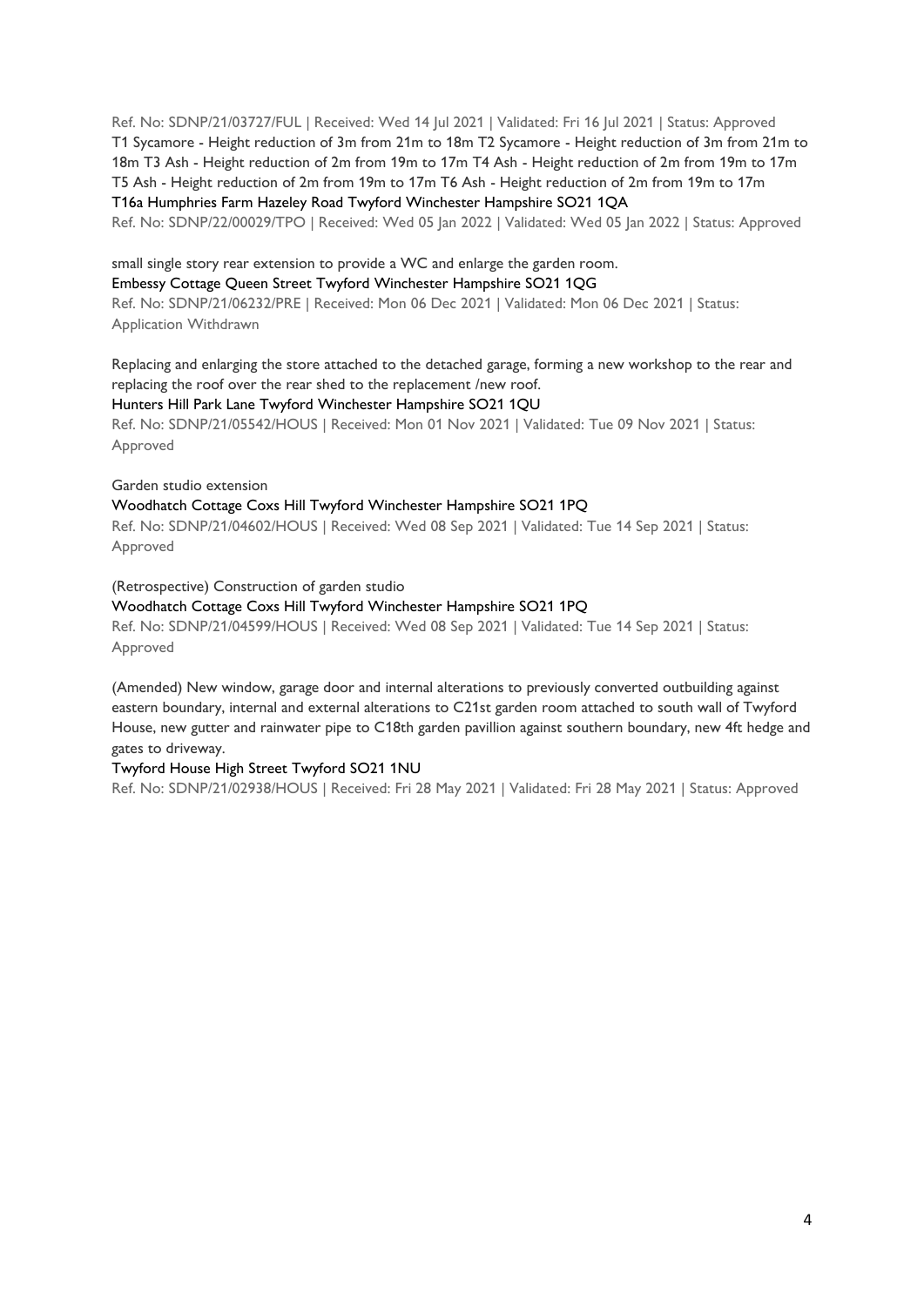Ref. No: SDNP/21/03727/FUL | Received: Wed 14 Jul 2021 | Validated: Fri 16 Jul 2021 | Status: Approved

T1 Sycamore - Height reduction of 3m from 21m to 18m T2 Sycamore - Height reduction of 3m from 21m to 18m T3 Ash - Height reduction of 2m from 19m to 17m T4 Ash - Height reduction of 2m from 19m to 17m T5 Ash - Height reduction of 2m from 19m to 17m T6 Ash - Height reduction of 2m from 19m to 17m

T16a Humphries Farm Hazeley Road Twyford Winchester Hampshire SO21 1QA

Ref. No: SDNP/22/00029/TPO | Received: Wed 05 Jan 2022 | Validated: Wed 05 Jan 2022 | Status: Approved

small single story rear extension to provide a WC and enlarge the garden room.

Embessy Cottage Queen Street Twyford Winchester Hampshire SO21 1QG

Ref. No: SDNP/21/06232/PRE | Received: Mon 06 Dec 2021 | Validated: Mon 06 Dec 2021 | Status: Application Withdrawn

Replacing and enlarging the store attached to the detached garage, forming a new workshop to the rear and replacing the roof over the rear shed to the replacement /new roof.

Hunters Hill Park Lane Twyford Winchester Hampshire SO21 1QU

Ref. No: SDNP/21/05542/HOUS | Received: Mon 01 Nov 2021 | Validated: Tue 09 Nov 2021 | Status: Approved

Garden studio extension

Woodhatch Cottage Coxs Hill Twyford Winchester Hampshire SO21 1PQ

Ref. No: SDNP/21/04602/HOUS | Received: Wed 08 Sep 2021 | Validated: Tue 14 Sep 2021 | Status: Approved

(Retrospective) Construction of garden studio

Woodhatch Cottage Coxs Hill Twyford Winchester Hampshire SO21 1PQ

Ref. No: SDNP/21/04599/HOUS | Received: Wed 08 Sep 2021 | Validated: Tue 14 Sep 2021 | Status: Approved

(Amended) New window, garage door and internal alterations to previously converted outbuilding against eastern boundary, internal and external alterations to C21st garden room attached to south wall of Twyford House, new gutter and rainwater pipe to C18th garden pavillion against southern boundary, new 4ft hedge and gates to driveway.

Twyford House High Street Twyford SO21 1NU

Ref. No: SDNP/21/02938/HOUS | Received: Fri 28 May 2021 | Validated: Fri 28 May 2021 | Status: Approved